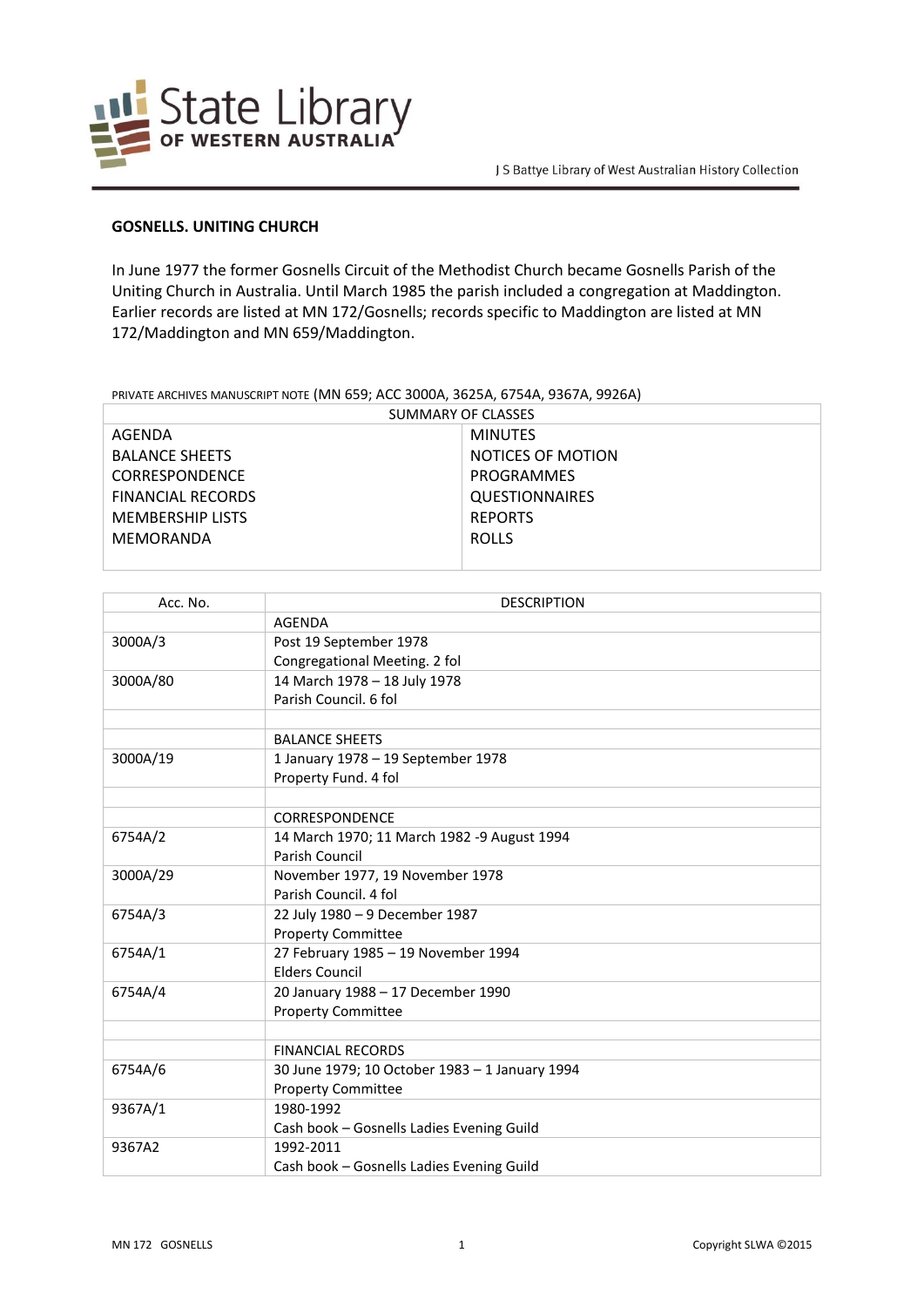State Library OF WESTERN AUSTRALIA

J S Battye Library of West Australian History Collection

## GOSNELLS. UNITING CHURCH

In June 1977 the former Gosnells Circuit of the Methodist Church became Gosnells Parish of the Uniting Church in Australia. Until March 1985 the parish included a congregation at Maddington. Earlier records are listed at MN 172/Gosnells; records specific to Maddington are listed at MN 172/Maddington and MN 659/Maddington.

PRIVATE ARCHIVES MANUSCRIPT NOTE (MN 659; ACC 3000A, 3625A, 6754A, 9367A, 9926A)

| SUMMARY OF CLASSES | |
|---|---|
| AGENDA | MINUTES |
| BALANCE SHEETS | NOTICES OF MOTION |
| CORRESPONDENCE | PROGRAMMES |
| FINANCIAL RECORDS | QUESTIONNAIRES |
| MEMBERSHIP LISTS | REPORTS |
| MEMORANDA | ROLLS |

| Acc. No. | DESCRIPTION |
|---|---|
| | AGENDA |
| 3000A/3 | Post 19 September 1978<br>Congregational Meeting. 2 fol |
| 3000A/80 | 14 March 1978 – 18 July 1978<br>Parish Council. 6 fol |
| | |
| | BALANCE SHEETS |
| 3000A/19 | 1 January 1978 – 19 September 1978<br>Property Fund. 4 fol |
| | |
| | CORRESPONDENCE |
| 6754A/2 | 14 March 1970; 11 March 1982 -9 August 1994<br>Parish Council |
| 3000A/29 | November 1977, 19 November 1978<br>Parish Council. 4 fol |
| 6754A/3 | 22 July 1980 – 9 December 1987<br>Property Committee |
| 6754A/1 | 27 February 1985 – 19 November 1994<br>Elders Council |
| 6754A/4 | 20 January 1988 – 17 December 1990<br>Property Committee |
| | |
| | FINANCIAL RECORDS |
| 6754A/6 | 30 June 1979; 10 October 1983 – 1 January 1994<br>Property Committee |
| 9367A/1 | 1980-1992<br>Cash book – Gosnells Ladies Evening Guild |
| 9367A2 | 1992-2011<br>Cash book – Gosnells Ladies Evening Guild |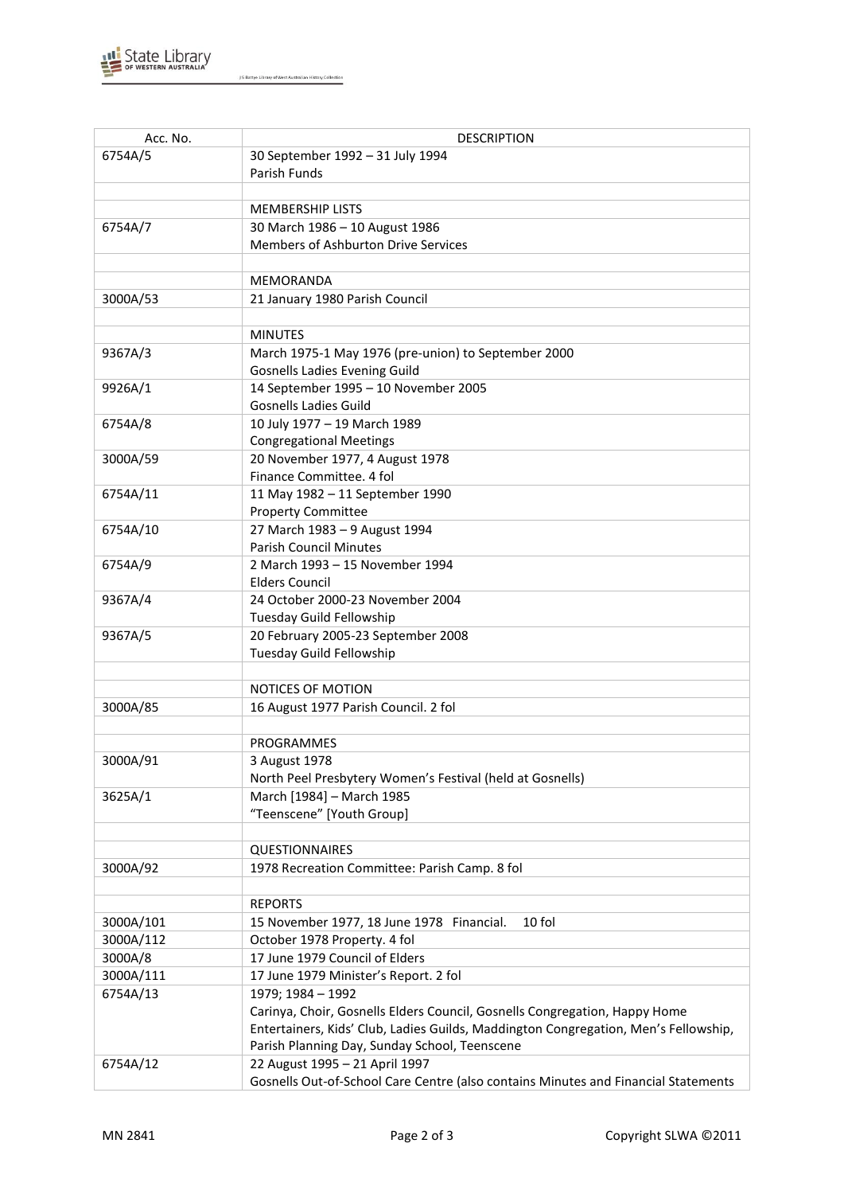| Acc. No. | DESCRIPTION |
|---|---|
| 6754A/5 | 30 September 1992 – 31 July 1994<br>Parish Funds |
| | |
| | MEMBERSHIP LISTS |
| 6754A/7 | 30 March 1986 – 10 August 1986<br>Members of Ashburton Drive Services |
| | |
| | MEMORANDA |
| 3000A/53 | 21 January 1980 Parish Council |
| | |
| | MINUTES |
| 9367A/3 | March 1975-1 May 1976 (pre-union) to September 2000<br>Gosnells Ladies Evening Guild |
| 9926A/1 | 14 September 1995 – 10 November 2005<br>Gosnells Ladies Guild |
| 6754A/8 | 10 July 1977 – 19 March 1989<br>Congregational Meetings |
| 3000A/59 | 20 November 1977, 4 August 1978<br>Finance Committee. 4 fol |
| 6754A/11 | 11 May 1982 – 11 September 1990<br>Property Committee |
| 6754A/10 | 27 March 1983 – 9 August 1994<br>Parish Council Minutes |
| 6754A/9 | 2 March 1993 – 15 November 1994<br>Elders Council |
| 9367A/4 | 24 October 2000-23 November 2004<br>Tuesday Guild Fellowship |
| 9367A/5 | 20 February 2005-23 September 2008<br>Tuesday Guild Fellowship |
| | |
| | NOTICES OF MOTION |
| 3000A/85 | 16 August 1977 Parish Council. 2 fol |
| | |
| | PROGRAMMES |
| 3000A/91 | 3 August 1978<br>North Peel Presbytery Women's Festival (held at Gosnells) |
| 3625A/1 | March [1984] – March 1985<br>"Teenscene" [Youth Group] |
| | |
| | QUESTIONNAIRES |
| 3000A/92 | 1978 Recreation Committee: Parish Camp. 8 fol |
| | |
| | REPORTS |
| 3000A/101 | 15 November 1977, 18 June 1978 Financial. 10 fol |
| 3000A/112 | October 1978 Property. 4 fol |
| 3000A/8 | 17 June 1979 Council of Elders |
| 3000A/111 | 17 June 1979 Minister's Report. 2 fol |
| 6754A/13 | 1979; 1984 – 1992<br>Carinya, Choir, Gosnells Elders Council, Gosnells Congregation, Happy Home Entertainers, Kids' Club, Ladies Guilds, Maddington Congregation, Men's Fellowship, Parish Planning Day, Sunday School, Teenscene |
| 6754A/12 | 22 August 1995 – 21 April 1997<br>Gosnells Out-of-School Care Centre (also contains Minutes and Financial Statements |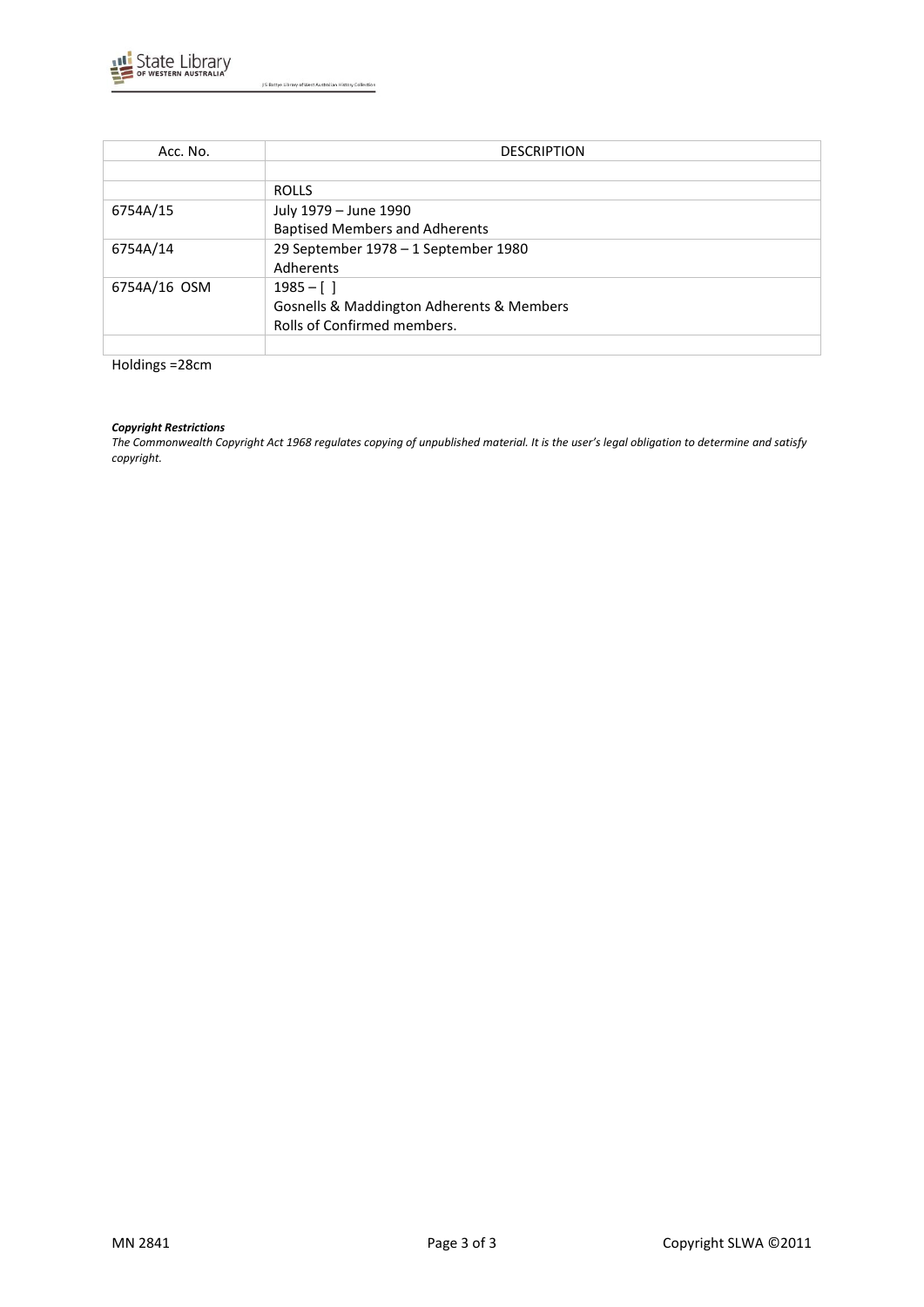| Acc. No. | DESCRIPTION |
|---|---|
| | |
| | ROLLS |
| 6754A/15 | July 1979 – June 1990<br>Baptised Members and Adherents |
| 6754A/14 | 29 September 1978 – 1 September 1980<br>Adherents |
| 6754A/16 OSM | 1985 – [ ]<br>Gosnells & Maddington Adherents & Members<br>Rolls of Confirmed members. |
| | |

Holdings =28cm

***Copyright Restrictions***

*The Commonwealth Copyright Act 1968 regulates copying of unpublished material. It is the user's legal obligation to determine and satisfy copyright.*